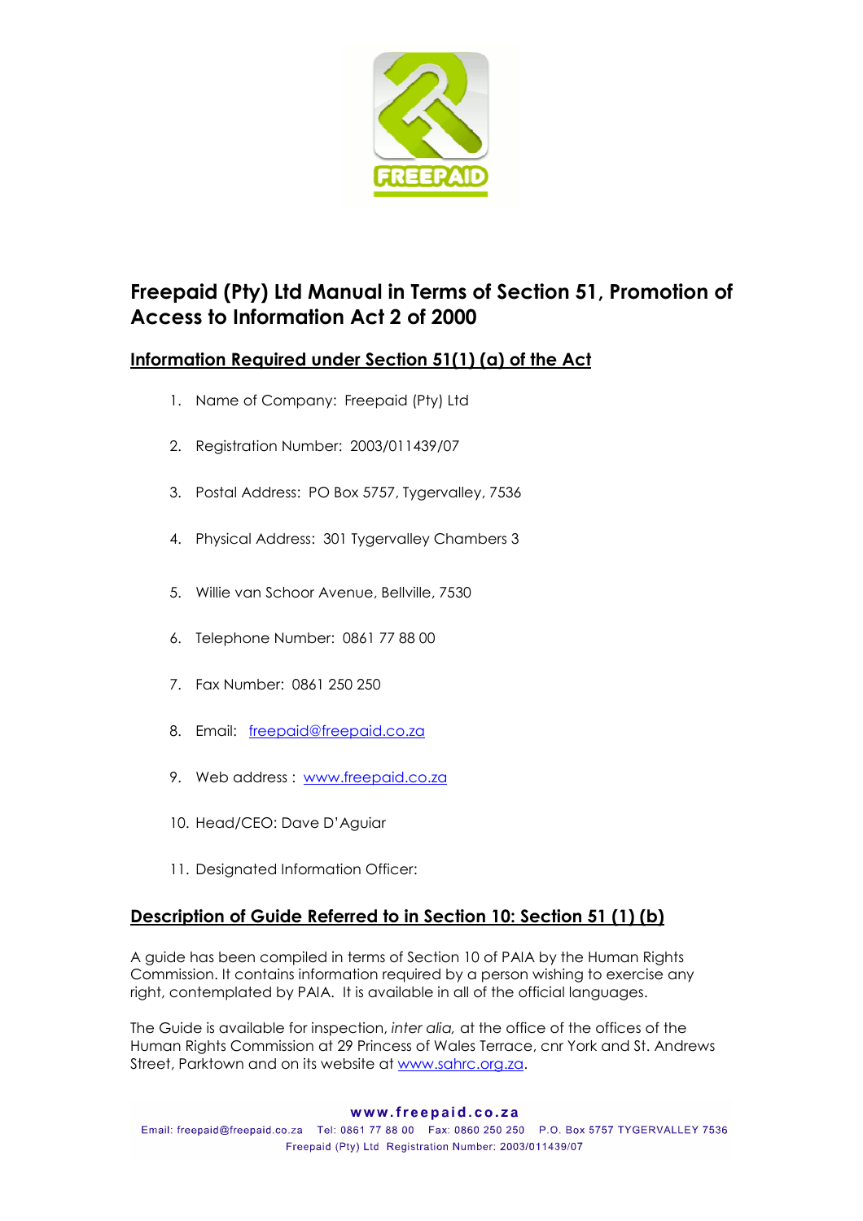# Freepaid (Pty) Ltd Manual in Terms of Section 51, Promotion of Access to Information Act 2 of 2000

## Information Required under Section 51(1) (a) of the Act

1. Name of Company: Freepaid (Pty) Ltd
2. Registration Number: 2003/011439/07
3. Postal Address: PO Box 5757, Tygervalley, 7536
4. Physical Address: 301 Tygervalley Chambers 3
5. Willie van Schoor Avenue, Bellville, 7530
6. Telephone Number: 0861 77 88 00
7. Fax Number: 0861 250 250
8. Email: freepaid@freepaid.co.za
9. Web address : www.freepaid.co.za
10. Head/CEO: Dave D'Aguiar
11. Designated Information Officer:

## Description of Guide Referred to in Section 10: Section 51 (1) (b)

A guide has been compiled in terms of Section 10 of PAIA by the Human Rights Commission. It contains information required by a person wishing to exercise any right, contemplated by PAIA. It is available in all of the official languages.

The Guide is available for inspection, *inter alia,* at the office of the offices of the Human Rights Commission at 29 Princess of Wales Terrace, cnr York and St. Andrews Street, Parktown and on its website at www.sahrc.org.za.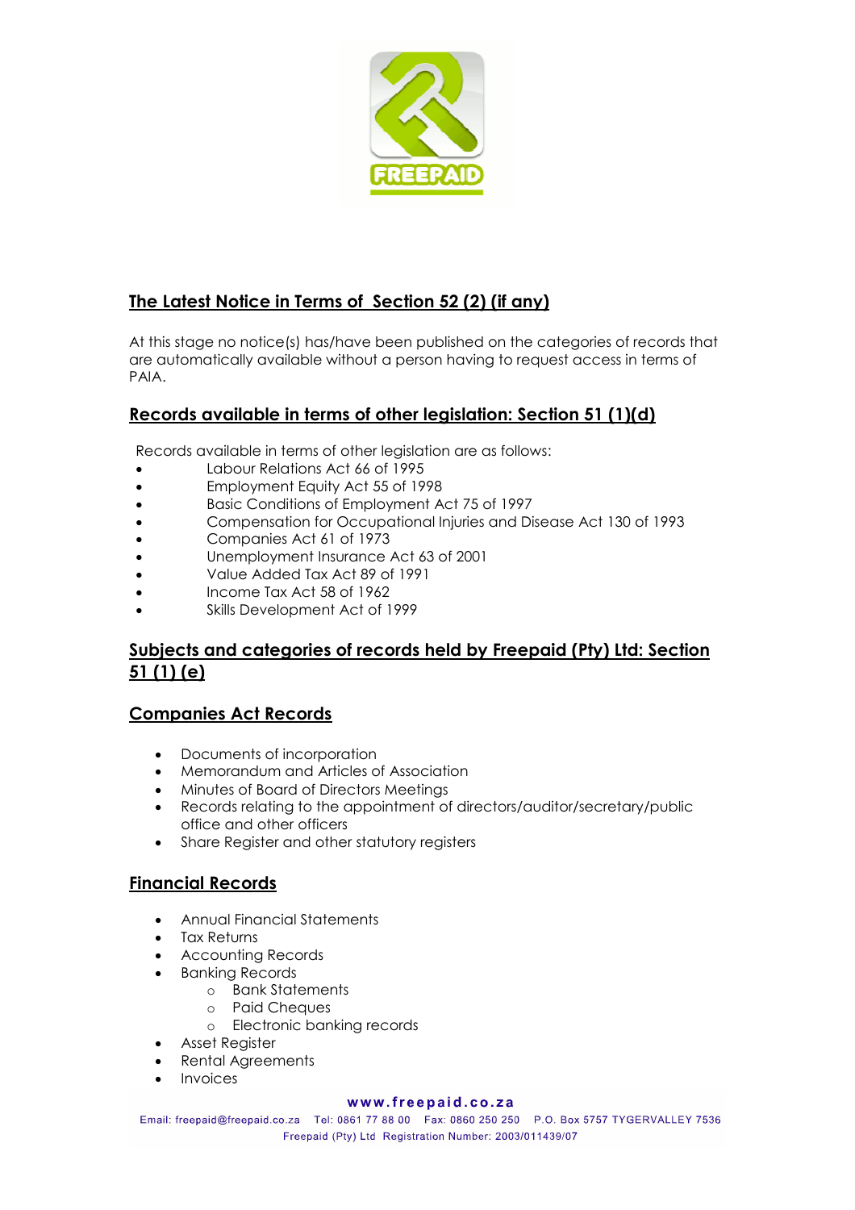## The Latest Notice in Terms of Section 52 (2) (if any)

At this stage no notice(s) has/have been published on the categories of records that are automatically available without a person having to request access in terms of PAIA.

## Records available in terms of other legislation: Section 51 (1)(d)

Records available in terms of other legislation are as follows:

- Labour Relations Act 66 of 1995
- Employment Equity Act 55 of 1998
- Basic Conditions of Employment Act 75 of 1997
- Compensation for Occupational Injuries and Disease Act 130 of 1993
- Companies Act 61 of 1973
- Unemployment Insurance Act 63 of 2001
- Value Added Tax Act 89 of 1991
- Income Tax Act 58 of 1962
- Skills Development Act of 1999

## Subjects and categories of records held by Freepaid (Pty) Ltd: Section 51 (1) (e)

### Companies Act Records

- Documents of incorporation
- Memorandum and Articles of Association
- Minutes of Board of Directors Meetings
- Records relating to the appointment of directors/auditor/secretary/public office and other officers
- Share Register and other statutory registers

### Financial Records

- Annual Financial Statements
- Tax Returns
- Accounting Records
- Banking Records
  - Bank Statements
  - Paid Cheques
  - Electronic banking records
- Asset Register
- Rental Agreements
- Invoices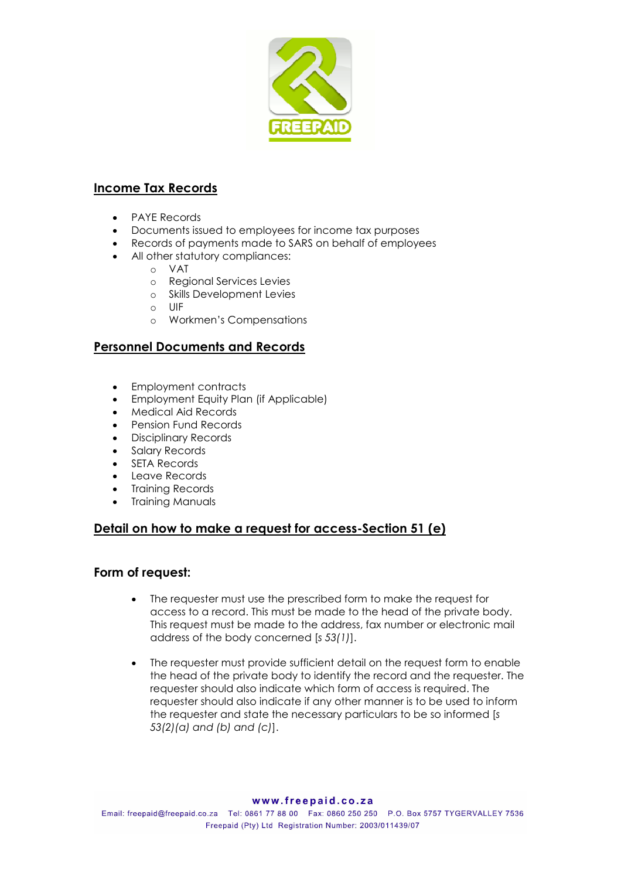## Income Tax Records

- PAYE Records
- Documents issued to employees for income tax purposes
- Records of payments made to SARS on behalf of employees
- All other statutory compliances:
    - VAT
    - Regional Services Levies
    - Skills Development Levies
    - UIF
    - Workmen's Compensations

## Personnel Documents and Records

- Employment contracts
- Employment Equity Plan (if Applicable)
- Medical Aid Records
- Pension Fund Records
- Disciplinary Records
- Salary Records
- SETA Records
- Leave Records
- Training Records
- Training Manuals

## Detail on how to make a request for access-Section 51 (e)

### Form of request:

- The requester must use the prescribed form to make the request for access to a record. This must be made to the head of the private body. This request must be made to the address, fax number or electronic mail address of the body concerned [*s 53(1)*].

- The requester must provide sufficient detail on the request form to enable the head of the private body to identify the record and the requester. The requester should also indicate which form of access is required. The requester should also indicate if any other manner is to be used to inform the requester and state the necessary particulars to be so informed [*s 53(2)(a) and (b) and (c)*].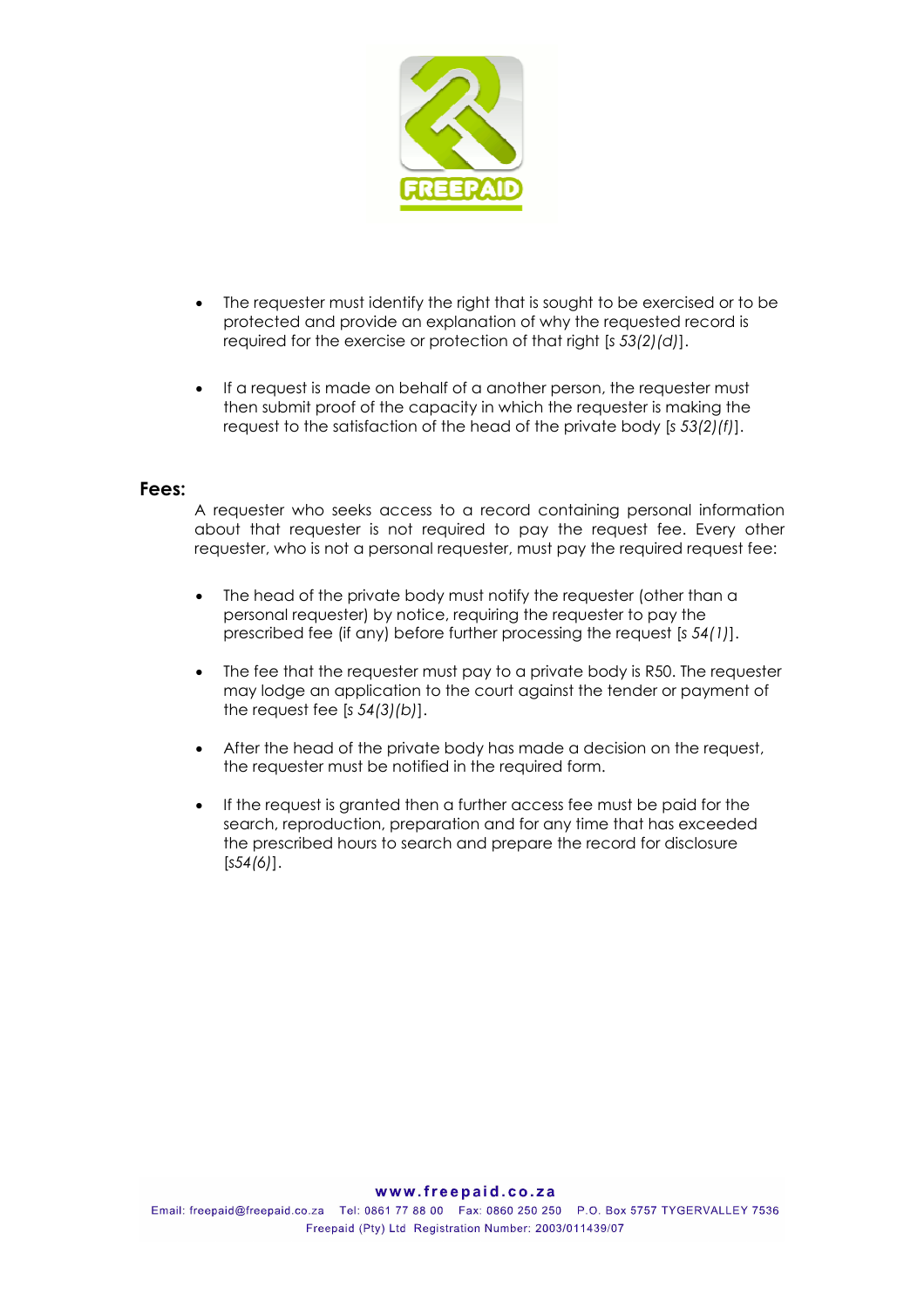- The requester must identify the right that is sought to be exercised or to be protected and provide an explanation of why the requested record is required for the exercise or protection of that right [s *53(2)(d)*].

- If a request is made on behalf of a another person, the requester must then submit proof of the capacity in which the requester is making the request to the satisfaction of the head of the private body [s *53(2)(f)*].

## Fees:

A requester who seeks access to a record containing personal information about that requester is not required to pay the request fee. Every other requester, who is not a personal requester, must pay the required request fee:

- The head of the private body must notify the requester (other than a personal requester) by notice, requiring the requester to pay the prescribed fee (if any) before further processing the request [s *54(1)*].

- The fee that the requester must pay to a private body is R50. The requester may lodge an application to the court against the tender or payment of the request fee [s *54(3)(b)*].

- After the head of the private body has made a decision on the request, the requester must be notified in the required form.

- If the request is granted then a further access fee must be paid for the search, reproduction, preparation and for any time that has exceeded the prescribed hours to search and prepare the record for disclosure [s*54(6)*].